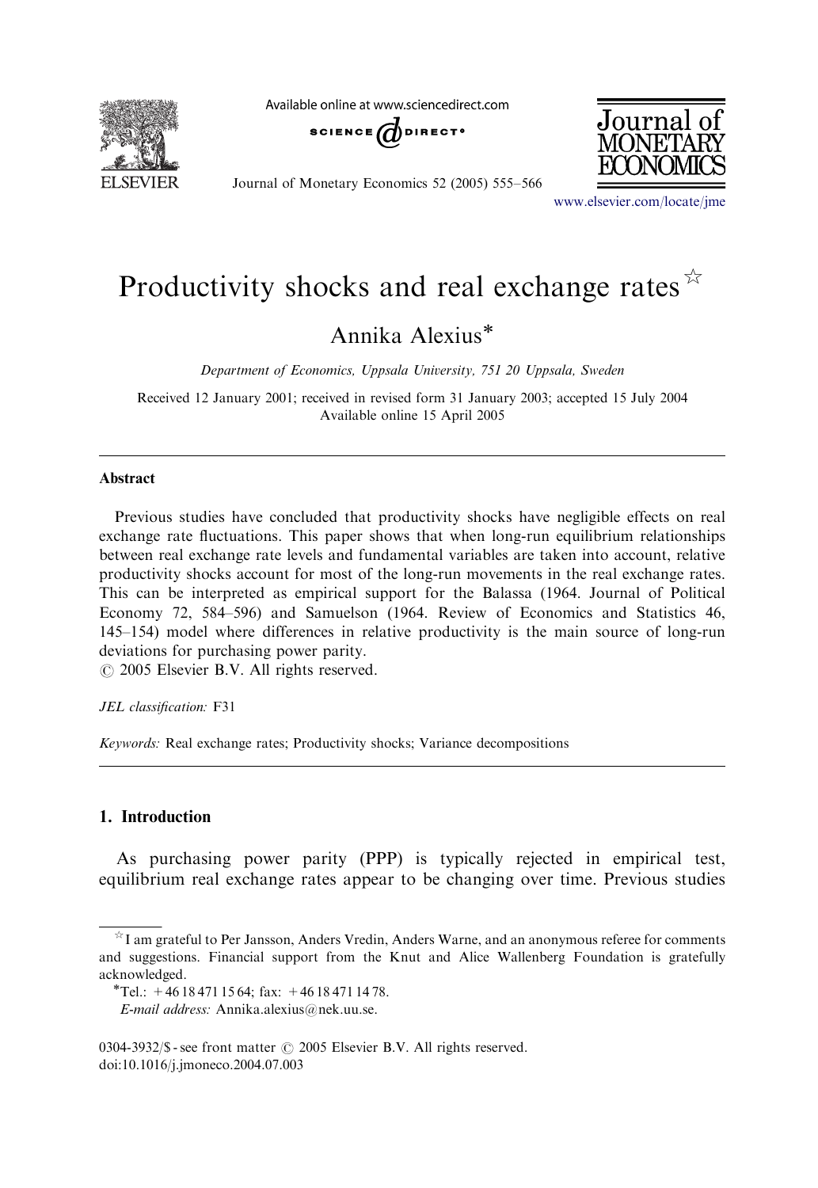# Productivity shocks and real exchange rates ☆

Annika Alexius*

*Department of Economics, Uppsala University, 751 20 Uppsala, Sweden*

Received 12 January 2001; received in revised form 31 January 2003; accepted 15 July 2004
Available online 15 April 2005

## Abstract

Previous studies have concluded that productivity shocks have negligible effects on real exchange rate fluctuations. This paper shows that when long-run equilibrium relationships between real exchange rate levels and fundamental variables are taken into account, relative productivity shocks account for most of the long-run movements in the real exchange rates. This can be interpreted as empirical support for the Balassa (1964. Journal of Political Economy 72, 584–596) and Samuelson (1964. Review of Economics and Statistics 46, 145–154) model where differences in relative productivity is the main source of long-run deviations for purchasing power parity.
© 2005 Elsevier B.V. All rights reserved.

*JEL classification:* F31

*Keywords:* Real exchange rates; Productivity shocks; Variance decompositions

## 1. Introduction

As purchasing power parity (PPP) is typically rejected in empirical test, equilibrium real exchange rates appear to be changing over time. Previous studies

---

☆ I am grateful to Per Jansson, Anders Vredin, Anders Warne, and an anonymous referee for comments and suggestions. Financial support from the Knut and Alice Wallenberg Foundation is gratefully acknowledged.

*Tel.: +46 18 471 15 64; fax: +46 18 471 14 78.
*E-mail address:* Annika.alexius@nek.uu.se.

0304-3932/$ - see front matter © 2005 Elsevier B.V. All rights reserved.
doi:10.1016/j.jmoneco.2004.07.003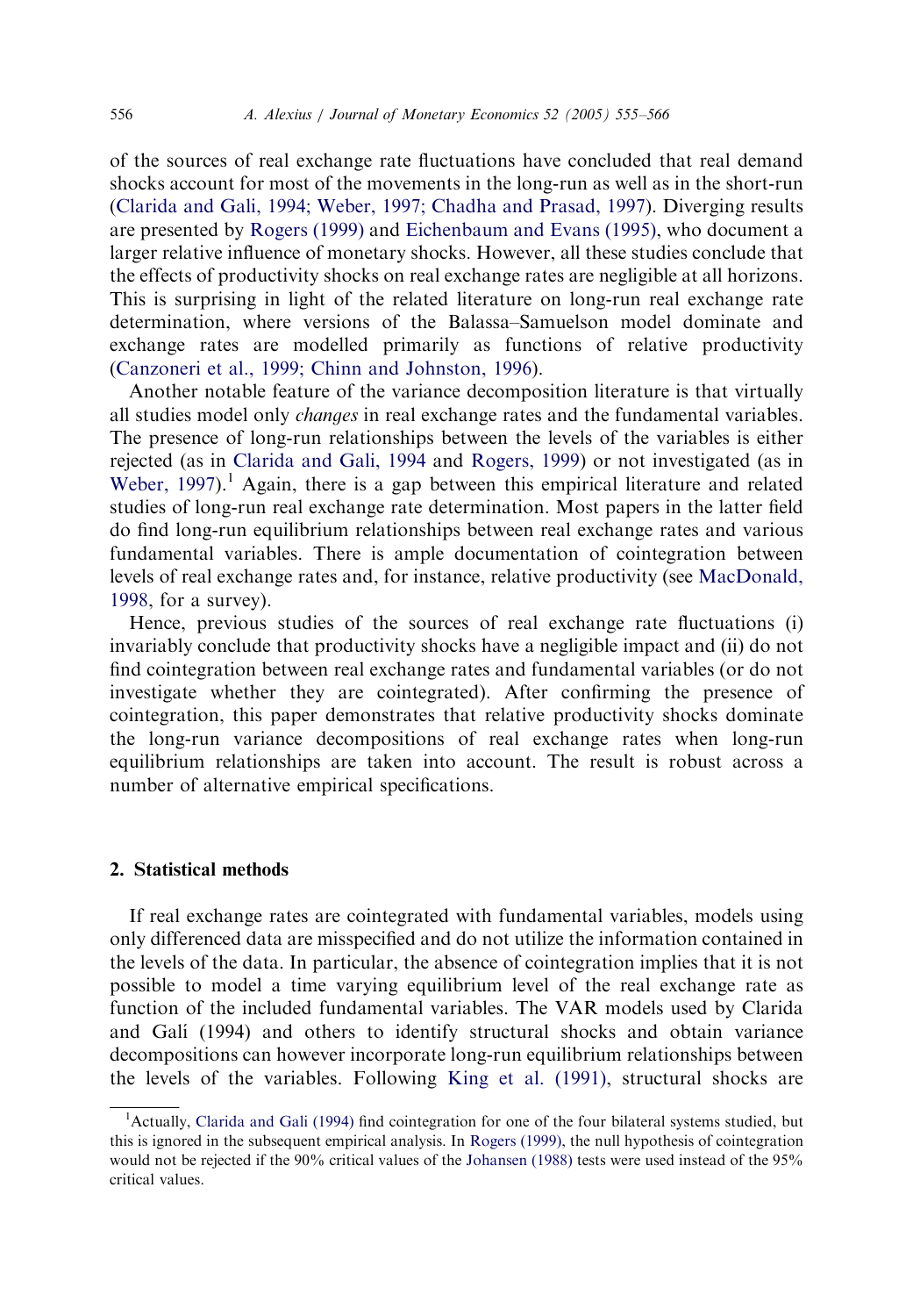of the sources of real exchange rate fluctuations have concluded that real demand shocks account for most of the movements in the long-run as well as in the short-run (Clarida and Gali, 1994; Weber, 1997; Chadha and Prasad, 1997). Diverging results are presented by Rogers (1999) and Eichenbaum and Evans (1995), who document a larger relative influence of monetary shocks. However, all these studies conclude that the effects of productivity shocks on real exchange rates are negligible at all horizons. This is surprising in light of the related literature on long-run real exchange rate determination, where versions of the Balassa–Samuelson model dominate and exchange rates are modelled primarily as functions of relative productivity (Canzoneri et al., 1999; Chinn and Johnston, 1996).

Another notable feature of the variance decomposition literature is that virtually all studies model only *changes* in real exchange rates and the fundamental variables. The presence of long-run relationships between the levels of the variables is either rejected (as in Clarida and Gali, 1994 and Rogers, 1999) or not investigated (as in Weber, 1997).[1] Again, there is a gap between this empirical literature and related studies of long-run real exchange rate determination. Most papers in the latter field do find long-run equilibrium relationships between real exchange rates and various fundamental variables. There is ample documentation of cointegration between levels of real exchange rates and, for instance, relative productivity (see MacDonald, 1998, for a survey).

Hence, previous studies of the sources of real exchange rate fluctuations (i) invariably conclude that productivity shocks have a negligible impact and (ii) do not find cointegration between real exchange rates and fundamental variables (or do not investigate whether they are cointegrated). After confirming the presence of cointegration, this paper demonstrates that relative productivity shocks dominate the long-run variance decompositions of real exchange rates when long-run equilibrium relationships are taken into account. The result is robust across a number of alternative empirical specifications.

## 2. Statistical methods

If real exchange rates are cointegrated with fundamental variables, models using only differenced data are misspecified and do not utilize the information contained in the levels of the data. In particular, the absence of cointegration implies that it is not possible to model a time varying equilibrium level of the real exchange rate as function of the included fundamental variables. The VAR models used by Clarida and Galí (1994) and others to identify structural shocks and obtain variance decompositions can however incorporate long-run equilibrium relationships between the levels of the variables. Following King et al. (1991), structural shocks are

[1] Actually, Clarida and Gali (1994) find cointegration for one of the four bilateral systems studied, but this is ignored in the subsequent empirical analysis. In Rogers (1999), the null hypothesis of cointegration would not be rejected if the 90% critical values of the Johansen (1988) tests were used instead of the 95% critical values.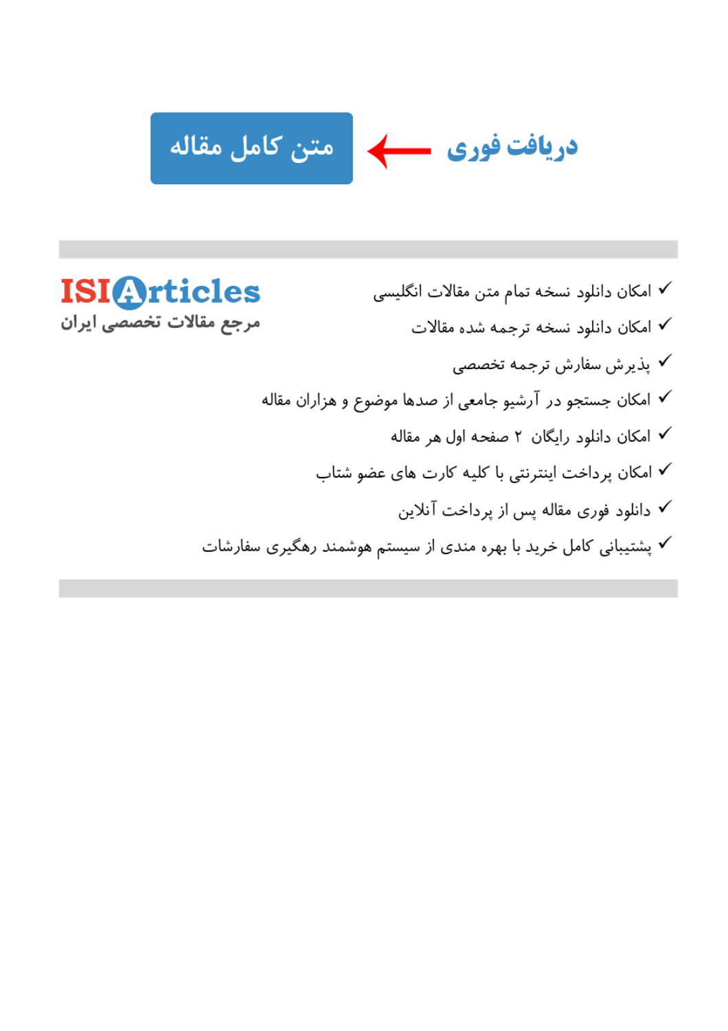دریافت فوری ← متن کامل مقاله

**ISIArticles**
مرجع مقالات تخصصی ایران

- ✓ امکان دانلود نسخه تمام متن مقالات انگلیسی
- ✓ امکان دانلود نسخه ترجمه شده مقالات
- ✓ پذیرش سفارش ترجمه تخصصی
- ✓ امکان جستجو در آرشیو جامعی از صدها موضوع و هزاران مقاله
- ✓ امکان دانلود رایگان ۲ صفحه اول هر مقاله
- ✓ امکان پرداخت اینترنتی با کلیه کارت های عضو شتاب
- ✓ دانلود فوری مقاله پس از پرداخت آنلاین
- ✓ پشتیبانی کامل خرید با بهره مندی از سیستم هوشمند رهگیری سفارشات